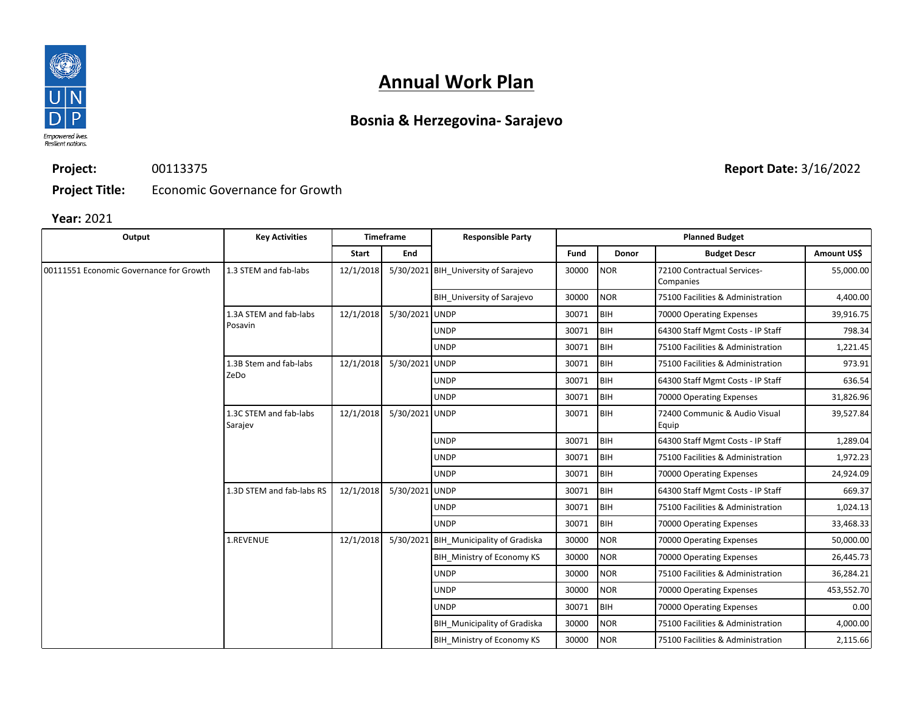# Annual Work Plan

## Bosnia & Herzegovina- Sarajevo

**Project:** 00113375

**Project Title:** Economic Governance for Growth

**Report Date:** 3/16/2022

**Year:** 2021

| Output | Key Activities | Timeframe | | Responsible Party | Planned Budget | | | |
|---|---|---|---|---|---|---|---|---|
| | | Start | End | | Fund | Donor | Budget Descr | Amount US$ |
| 00111551 Economic Governance for Growth | 1.3 STEM and fab-labs | 12/1/2018 | 5/30/2021 | BIH_University of Sarajevo | 30000 | NOR | 72100 Contractual Services-Companies | 55,000.00 |
| | | | | BIH_University of Sarajevo | 30000 | NOR | 75100 Facilities & Administration | 4,400.00 |
| | 1.3A STEM and fab-labs Posavin | 12/1/2018 | 5/30/2021 | UNDP | 30071 | BIH | 70000 Operating Expenses | 39,916.75 |
| | | | | UNDP | 30071 | BIH | 64300 Staff Mgmt Costs - IP Staff | 798.34 |
| | | | | UNDP | 30071 | BIH | 75100 Facilities & Administration | 1,221.45 |
| | 1.3B Stem and fab-labs ZeDo | 12/1/2018 | 5/30/2021 | UNDP | 30071 | BIH | 75100 Facilities & Administration | 973.91 |
| | | | | UNDP | 30071 | BIH | 64300 Staff Mgmt Costs - IP Staff | 636.54 |
| | | | | UNDP | 30071 | BIH | 70000 Operating Expenses | 31,826.96 |
| | 1.3C STEM and fab-labs Sarajev | 12/1/2018 | 5/30/2021 | UNDP | 30071 | BIH | 72400 Communic & Audio Visual Equip | 39,527.84 |
| | | | | UNDP | 30071 | BIH | 64300 Staff Mgmt Costs - IP Staff | 1,289.04 |
| | | | | UNDP | 30071 | BIH | 75100 Facilities & Administration | 1,972.23 |
| | | | | UNDP | 30071 | BIH | 70000 Operating Expenses | 24,924.09 |
| | 1.3D STEM and fab-labs RS | 12/1/2018 | 5/30/2021 | UNDP | 30071 | BIH | 64300 Staff Mgmt Costs - IP Staff | 669.37 |
| | | | | UNDP | 30071 | BIH | 75100 Facilities & Administration | 1,024.13 |
| | | | | UNDP | 30071 | BIH | 70000 Operating Expenses | 33,468.33 |
| | 1.REVENUE | 12/1/2018 | 5/30/2021 | BIH_Municipality of Gradiska | 30000 | NOR | 70000 Operating Expenses | 50,000.00 |
| | | | | BIH_Ministry of Economy KS | 30000 | NOR | 70000 Operating Expenses | 26,445.73 |
| | | | | UNDP | 30000 | NOR | 75100 Facilities & Administration | 36,284.21 |
| | | | | UNDP | 30000 | NOR | 70000 Operating Expenses | 453,552.70 |
| | | | | UNDP | 30071 | BIH | 70000 Operating Expenses | 0.00 |
| | | | | BIH_Municipality of Gradiska | 30000 | NOR | 75100 Facilities & Administration | 4,000.00 |
| | | | | BIH_Ministry of Economy KS | 30000 | NOR | 75100 Facilities & Administration | 2,115.66 |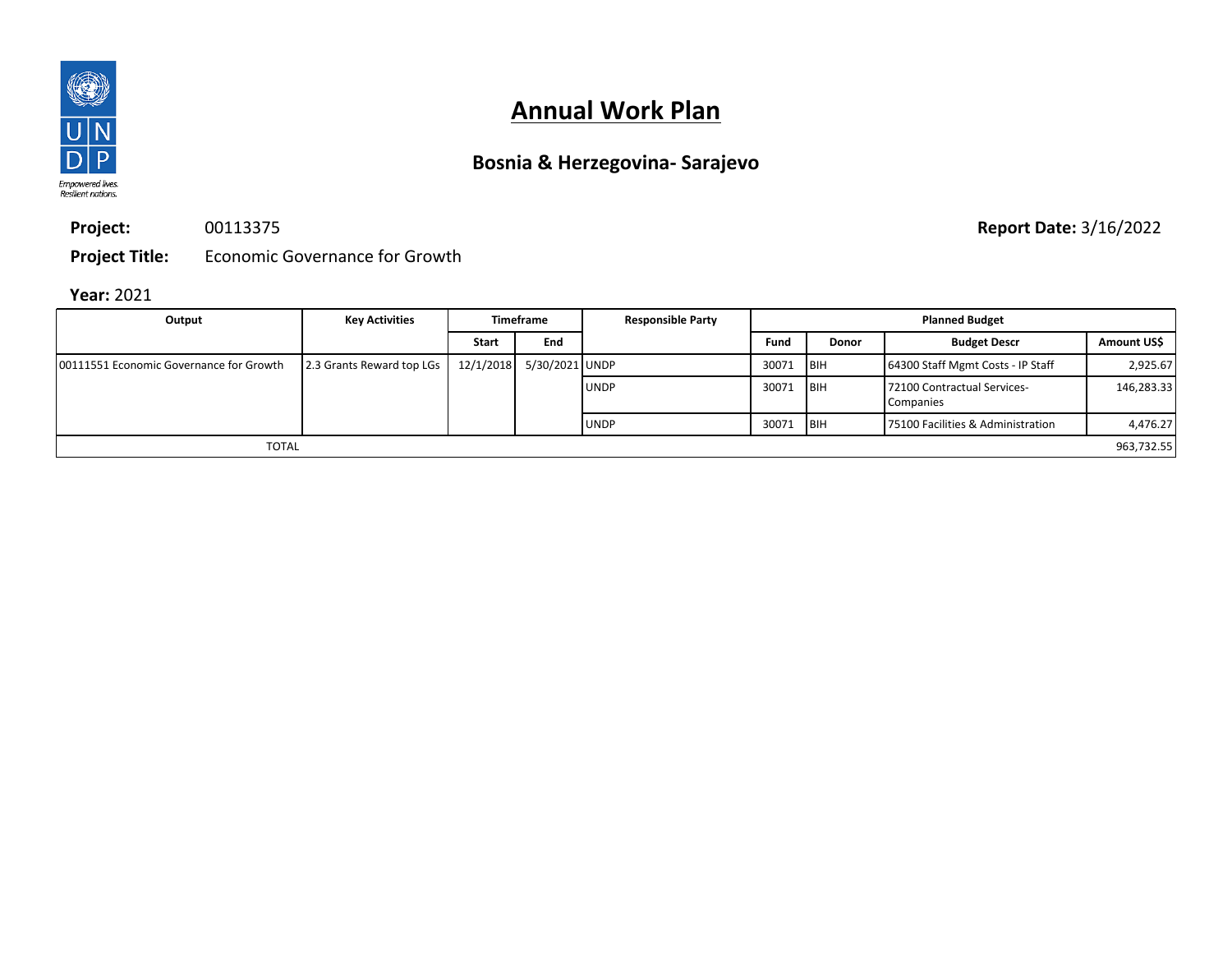# Annual Work Plan

## Bosnia & Herzegovina- Sarajevo

**Project:** 00113375 **Report Date:** 3/16/2022

**Project Title:** Economic Governance for Growth

**Year:** 2021

| Output | Key Activities | Timeframe | | Responsible Party | Planned Budget | | | |
|---|---|---|---|---|---|---|---|---|
| | | Start | End | | Fund | Donor | Budget Descr | Amount US$ |
| 00111551 Economic Governance for Growth | 2.3 Grants Reward top LGs | 12/1/2018 | 5/30/2021 | UNDP | 30071 | BIH | 64300 Staff Mgmt Costs - IP Staff | 2,925.67 |
| | | | | UNDP | 30071 | BIH | 72100 Contractual Services-Companies | 146,283.33 |
| | | | | UNDP | 30071 | BIH | 75100 Facilities & Administration | 4,476.27 |
| TOTAL | | | | | | | | 963,732.55 |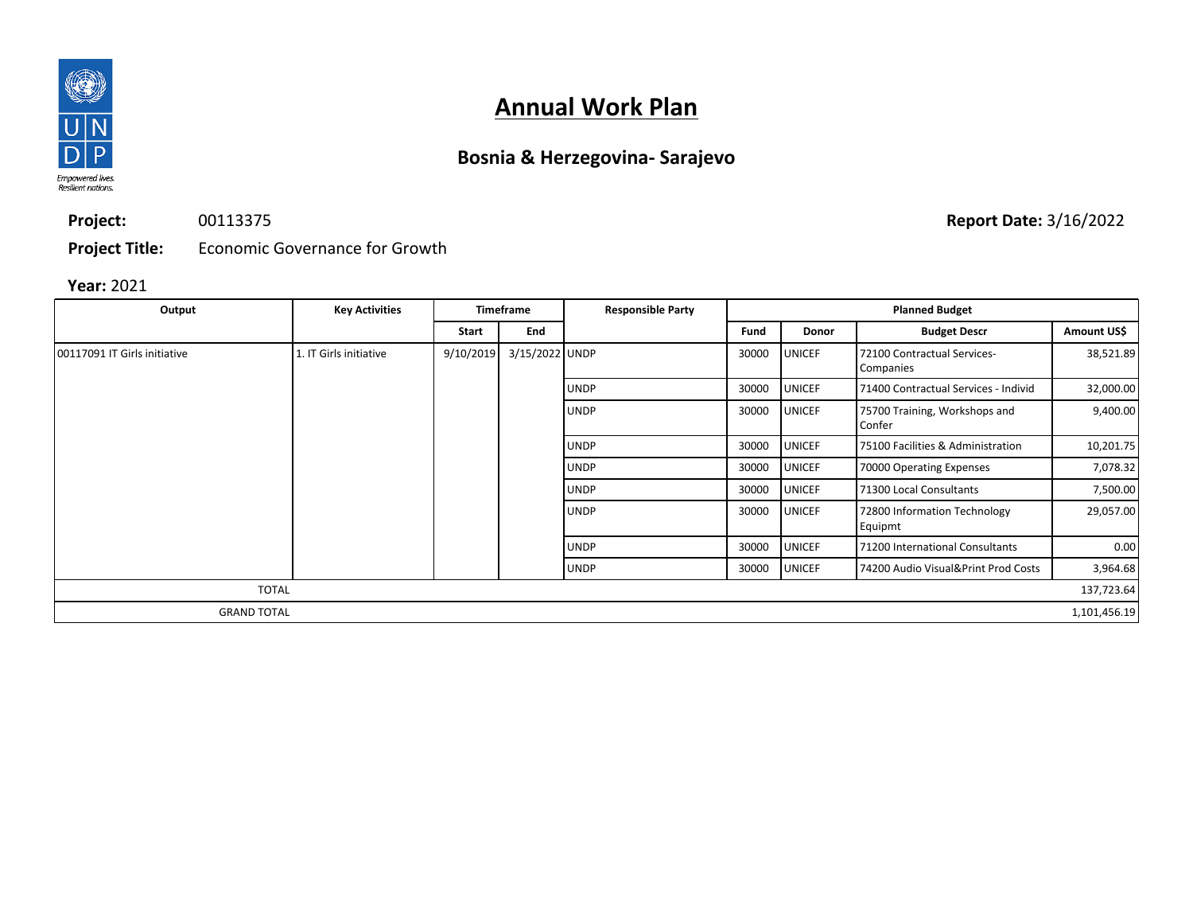# Annual Work Plan

## Bosnia & Herzegovina- Sarajevo

**Project:** 00113375

**Report Date:** 3/16/2022

**Project Title:** Economic Governance for Growth

**Year:** 2021

| Output | Key Activities | Timeframe | | Responsible Party | Planned Budget | | | |
|---|---|---|---|---|---|---|---|---|
| | | Start | End | | Fund | Donor | Budget Descr | Amount US$ |
| 00117091 IT Girls initiative | 1. IT Girls initiative | 9/10/2019 | 3/15/2022 | UNDP | 30000 | UNICEF | 72100 Contractual Services-Companies | 38,521.89 |
| | | | | UNDP | 30000 | UNICEF | 71400 Contractual Services - Individ | 32,000.00 |
| | | | | UNDP | 30000 | UNICEF | 75700 Training, Workshops and Confer | 9,400.00 |
| | | | | UNDP | 30000 | UNICEF | 75100 Facilities & Administration | 10,201.75 |
| | | | | UNDP | 30000 | UNICEF | 70000 Operating Expenses | 7,078.32 |
| | | | | UNDP | 30000 | UNICEF | 71300 Local Consultants | 7,500.00 |
| | | | | UNDP | 30000 | UNICEF | 72800 Information Technology Equipmt | 29,057.00 |
| | | | | UNDP | 30000 | UNICEF | 71200 International Consultants | 0.00 |
| | | | | UNDP | 30000 | UNICEF | 74200 Audio Visual&Print Prod Costs | 3,964.68 |
| TOTAL | | | | | | | | 137,723.64 |
| GRAND TOTAL | | | | | | | | 1,101,456.19 |